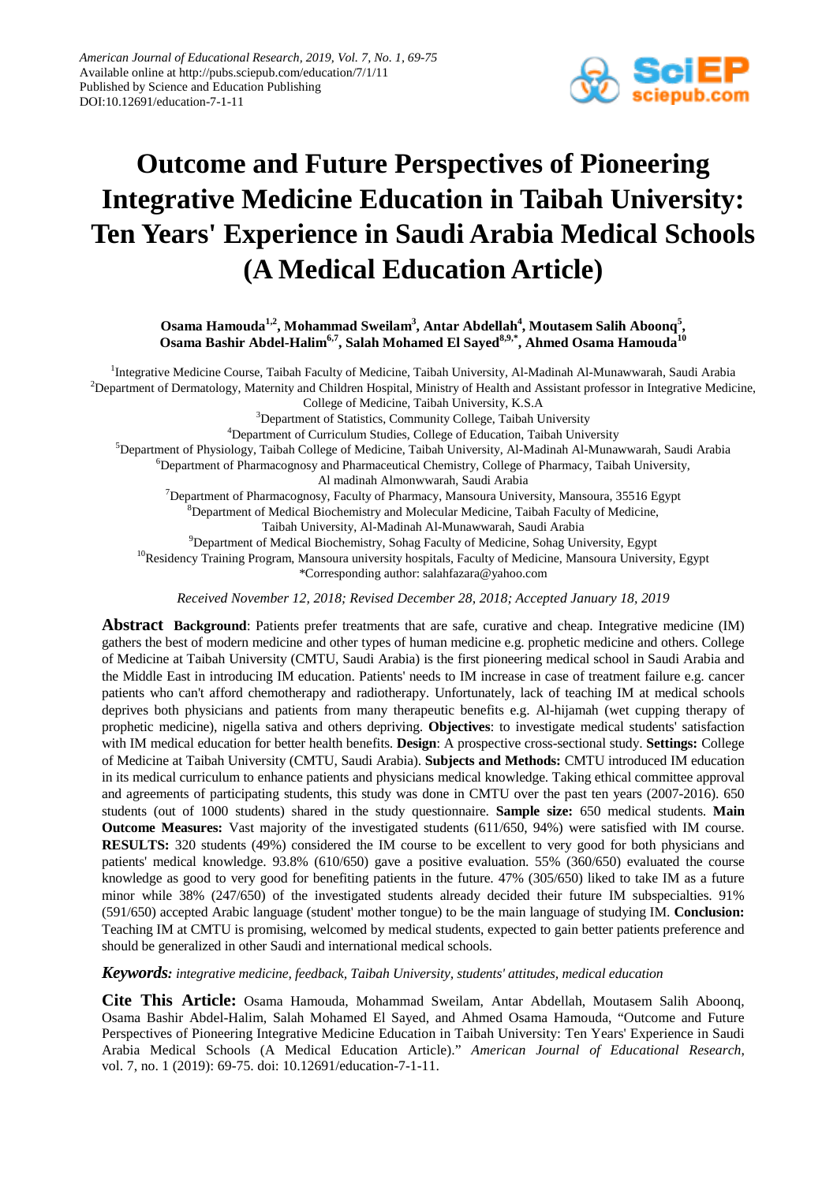American Journal of Educational Research, 2019, Vol. 7, No. 1, 69-75
Available online at http://pubs.sciepub.com/education/7/1/11
Published by Science and Education Publishing
DOI:10.12691/education-7-1-11

# Outcome and Future Perspectives of Pioneering Integrative Medicine Education in Taibah University: Ten Years' Experience in Saudi Arabia Medical Schools (A Medical Education Article)

**Osama Hamouda[1,2], Mohammad Sweilam[3], Antar Abdellah[4], Moutasem Salih Aboonq[5], Osama Bashir Abdel-Halim[6,7], Salah Mohamed El Sayed[8,9,*], Ahmed Osama Hamouda[10]**

[1]Integrative Medicine Course, Taibah Faculty of Medicine, Taibah University, Al-Madinah Al-Munawwarah, Saudi Arabia
[2]Department of Dermatology, Maternity and Children Hospital, Ministry of Health and Assistant professor in Integrative Medicine, College of Medicine, Taibah University, K.S.A
[3]Department of Statistics, Community College, Taibah University
[4]Department of Curriculum Studies, College of Education, Taibah University
[5]Department of Physiology, Taibah College of Medicine, Taibah University, Al-Madinah Al-Munawwarah, Saudi Arabia
[6]Department of Pharmacognosy and Pharmaceutical Chemistry, College of Pharmacy, Taibah University, Al madinah Almonwwarah, Saudi Arabia
[7]Department of Pharmacognosy, Faculty of Pharmacy, Mansoura University, Mansoura, 35516 Egypt
[8]Department of Medical Biochemistry and Molecular Medicine, Taibah Faculty of Medicine, Taibah University, Al-Madinah Al-Munawwarah, Saudi Arabia
[9]Department of Medical Biochemistry, Sohag Faculty of Medicine, Sohag University, Egypt
[10]Residency Training Program, Mansoura university hospitals, Faculty of Medicine, Mansoura University, Egypt
*Corresponding author: salahfazara@yahoo.com

*Received November 12, 2018; Revised December 28, 2018; Accepted January 18, 2019*

**Abstract** **Background**: Patients prefer treatments that are safe, curative and cheap. Integrative medicine (IM) gathers the best of modern medicine and other types of human medicine e.g. prophetic medicine and others. College of Medicine at Taibah University (CMTU, Saudi Arabia) is the first pioneering medical school in Saudi Arabia and the Middle East in introducing IM education. Patients' needs to IM increase in case of treatment failure e.g. cancer patients who can't afford chemotherapy and radiotherapy. Unfortunately, lack of teaching IM at medical schools deprives both physicians and patients from many therapeutic benefits e.g. Al-hijamah (wet cupping therapy of prophetic medicine), nigella sativa and others depriving. **Objectives**: to investigate medical students' satisfaction with IM medical education for better health benefits. **Design**: A prospective cross-sectional study. **Settings:** College of Medicine at Taibah University (CMTU, Saudi Arabia). **Subjects and Methods:** CMTU introduced IM education in its medical curriculum to enhance patients and physicians medical knowledge. Taking ethical committee approval and agreements of participating students, this study was done in CMTU over the past ten years (2007-2016). 650 students (out of 1000 students) shared in the study questionnaire. **Sample size:** 650 medical students. **Main Outcome Measures:** Vast majority of the investigated students (611/650, 94%) were satisfied with IM course. **RESULTS:** 320 students (49%) considered the IM course to be excellent to very good for both physicians and patients' medical knowledge. 93.8% (610/650) gave a positive evaluation. 55% (360/650) evaluated the course knowledge as good to very good for benefiting patients in the future. 47% (305/650) liked to take IM as a future minor while 38% (247/650) of the investigated students already decided their future IM subspecialties. 91% (591/650) accepted Arabic language (student' mother tongue) to be the main language of studying IM. **Conclusion:** Teaching IM at CMTU is promising, welcomed by medical students, expected to gain better patients preference and should be generalized in other Saudi and international medical schools.

***Keywords:*** *integrative medicine, feedback, Taibah University, students' attitudes, medical education*

**Cite This Article:** Osama Hamouda, Mohammad Sweilam, Antar Abdellah, Moutasem Salih Aboonq, Osama Bashir Abdel-Halim, Salah Mohamed El Sayed, and Ahmed Osama Hamouda, "Outcome and Future Perspectives of Pioneering Integrative Medicine Education in Taibah University: Ten Years' Experience in Saudi Arabia Medical Schools (A Medical Education Article)." *American Journal of Educational Research*, vol. 7, no. 1 (2019): 69-75. doi: 10.12691/education-7-1-11.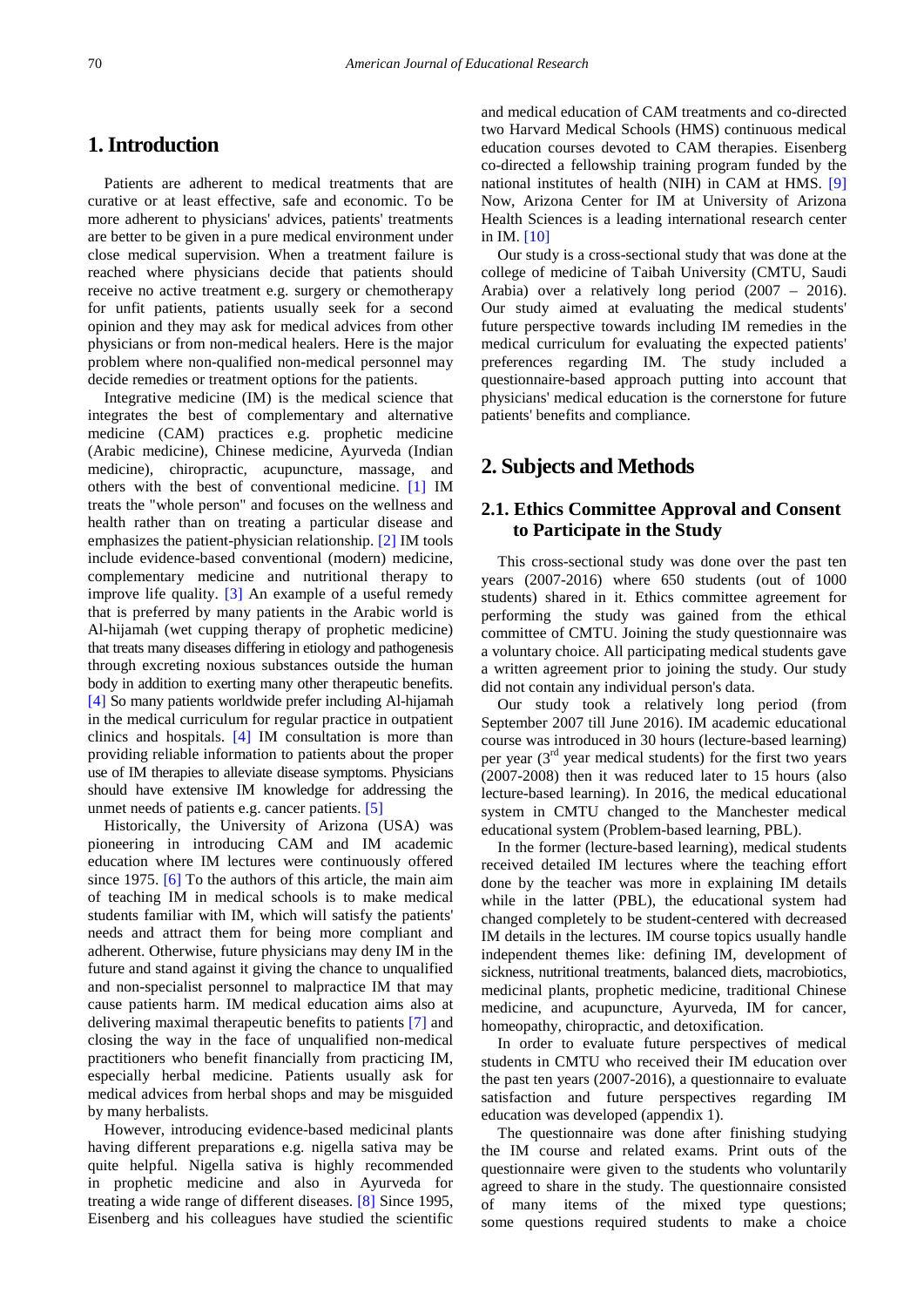## 1. Introduction

Patients are adherent to medical treatments that are curative or at least effective, safe and economic. To be more adherent to physicians' advices, patients' treatments are better to be given in a pure medical environment under close medical supervision. When a treatment failure is reached where physicians decide that patients should receive no active treatment e.g. surgery or chemotherapy for unfit patients, patients usually seek for a second opinion and they may ask for medical advices from other physicians or from non-medical healers. Here is the major problem where non-qualified non-medical personnel may decide remedies or treatment options for the patients.

Integrative medicine (IM) is the medical science that integrates the best of complementary and alternative medicine (CAM) practices e.g. prophetic medicine (Arabic medicine), Chinese medicine, Ayurveda (Indian medicine), chiropractic, acupuncture, massage, and others with the best of conventional medicine. [1] IM treats the "whole person" and focuses on the wellness and health rather than on treating a particular disease and emphasizes the patient-physician relationship. [2] IM tools include evidence-based conventional (modern) medicine, complementary medicine and nutritional therapy to improve life quality. [3] An example of a useful remedy that is preferred by many patients in the Arabic world is Al-hijamah (wet cupping therapy of prophetic medicine) that treats many diseases differing in etiology and pathogenesis through excreting noxious substances outside the human body in addition to exerting many other therapeutic benefits. [4] So many patients worldwide prefer including Al-hijamah in the medical curriculum for regular practice in outpatient clinics and hospitals. [4] IM consultation is more than providing reliable information to patients about the proper use of IM therapies to alleviate disease symptoms. Physicians should have extensive IM knowledge for addressing the unmet needs of patients e.g. cancer patients. [5]

Historically, the University of Arizona (USA) was pioneering in introducing CAM and IM academic education where IM lectures were continuously offered since 1975. [6] To the authors of this article, the main aim of teaching IM in medical schools is to make medical students familiar with IM, which will satisfy the patients' needs and attract them for being more compliant and adherent. Otherwise, future physicians may deny IM in the future and stand against it giving the chance to unqualified and non-specialist personnel to malpractice IM that may cause patients harm. IM medical education aims also at delivering maximal therapeutic benefits to patients [7] and closing the way in the face of unqualified non-medical practitioners who benefit financially from practicing IM, especially herbal medicine. Patients usually ask for medical advices from herbal shops and may be misguided by many herbalists.

However, introducing evidence-based medicinal plants having different preparations e.g. nigella sativa may be quite helpful. Nigella sativa is highly recommended in prophetic medicine and also in Ayurveda for treating a wide range of different diseases. [8] Since 1995, Eisenberg and his colleagues have studied the scientific and medical education of CAM treatments and co-directed two Harvard Medical Schools (HMS) continuous medical education courses devoted to CAM therapies. Eisenberg co-directed a fellowship training program funded by the national institutes of health (NIH) in CAM at HMS. [9] Now, Arizona Center for IM at University of Arizona Health Sciences is a leading international research center in IM. [10]

Our study is a cross-sectional study that was done at the college of medicine of Taibah University (CMTU, Saudi Arabia) over a relatively long period (2007 – 2016). Our study aimed at evaluating the medical students' future perspective towards including IM remedies in the medical curriculum for evaluating the expected patients' preferences regarding IM. The study included a questionnaire-based approach putting into account that physicians' medical education is the cornerstone for future patients' benefits and compliance.

## 2. Subjects and Methods

### 2.1. Ethics Committee Approval and Consent to Participate in the Study

This cross-sectional study was done over the past ten years (2007-2016) where 650 students (out of 1000 students) shared in it. Ethics committee agreement for performing the study was gained from the ethical committee of CMTU. Joining the study questionnaire was a voluntary choice. All participating medical students gave a written agreement prior to joining the study. Our study did not contain any individual person's data.

Our study took a relatively long period (from September 2007 till June 2016). IM academic educational course was introduced in 30 hours (lecture-based learning) per year (3rd year medical students) for the first two years (2007-2008) then it was reduced later to 15 hours (also lecture-based learning). In 2016, the medical educational system in CMTU changed to the Manchester medical educational system (Problem-based learning, PBL).

In the former (lecture-based learning), medical students received detailed IM lectures where the teaching effort done by the teacher was more in explaining IM details while in the latter (PBL), the educational system had changed completely to be student-centered with decreased IM details in the lectures. IM course topics usually handle independent themes like: defining IM, development of sickness, nutritional treatments, balanced diets, macrobiotics, medicinal plants, prophetic medicine, traditional Chinese medicine, and acupuncture, Ayurveda, IM for cancer, homeopathy, chiropractic, and detoxification.

In order to evaluate future perspectives of medical students in CMTU who received their IM education over the past ten years (2007-2016), a questionnaire to evaluate satisfaction and future perspectives regarding IM education was developed (appendix 1).

The questionnaire was done after finishing studying the IM course and related exams. Print outs of the questionnaire were given to the students who voluntarily agreed to share in the study. The questionnaire consisted of many items of the mixed type questions; some questions required students to make a choice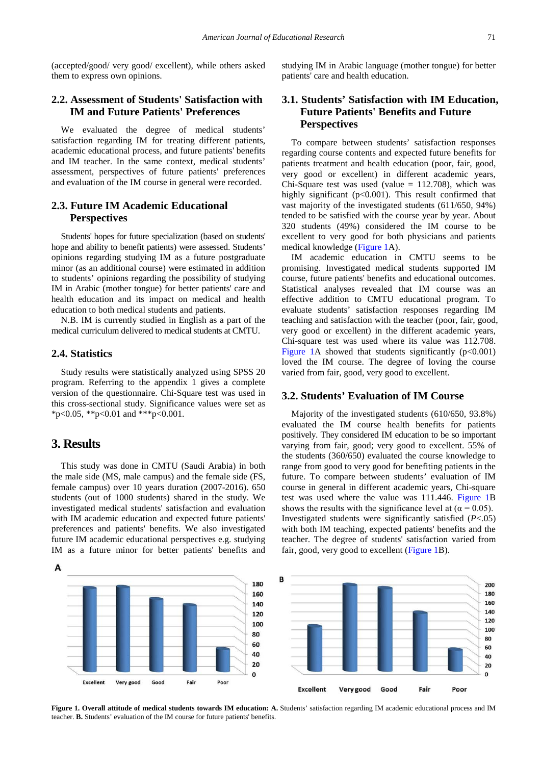(accepted/good/ very good/ excellent), while others asked them to express own opinions.

### 2.2. Assessment of Students' Satisfaction with IM and Future Patients' Preferences

We evaluated the degree of medical students' satisfaction regarding IM for treating different patients, academic educational process, and future patients' benefits and IM teacher. In the same context, medical students' assessment, perspectives of future patients' preferences and evaluation of the IM course in general were recorded.

### 2.3. Future IM Academic Educational Perspectives

Students' hopes for future specialization (based on students' hope and ability to benefit patients) were assessed. Students' opinions regarding studying IM as a future postgraduate minor (as an additional course) were estimated in addition to students' opinions regarding the possibility of studying IM in Arabic (mother tongue) for better patients' care and health education and its impact on medical and health education to both medical students and patients.

N.B. IM is currently studied in English as a part of the medical curriculum delivered to medical students at CMTU.

### 2.4. Statistics

Study results were statistically analyzed using SPSS 20 program. Referring to the appendix 1 gives a complete version of the questionnaire. Chi-Square test was used in this cross-sectional study. Significance values were set as *p<0.05, **p<0.01 and ***p<0.001.

## 3. Results

This study was done in CMTU (Saudi Arabia) in both the male side (MS, male campus) and the female side (FS, female campus) over 10 years duration (2007-2016). 650 students (out of 1000 students) shared in the study. We investigated medical students' satisfaction and evaluation with IM academic education and expected future patients' preferences and patients' benefits. We also investigated future IM academic educational perspectives e.g. studying IM as a future minor for better patients' benefits and studying IM in Arabic language (mother tongue) for better patients' care and health education.

### 3.1. Students' Satisfaction with IM Education, Future Patients' Benefits and Future Perspectives

To compare between students' satisfaction responses regarding course contents and expected future benefits for patients treatment and health education (poor, fair, good, very good or excellent) in different academic years, Chi-Square test was used (value = 112.708), which was highly significant (p<0.001). This result confirmed that vast majority of the investigated students (611/650, 94%) tended to be satisfied with the course year by year. About 320 students (49%) considered the IM course to be excellent to very good for both physicians and patients medical knowledge (Figure 1A).

IM academic education in CMTU seems to be promising. Investigated medical students supported IM course, future patients' benefits and educational outcomes. Statistical analyses revealed that IM course was an effective addition to CMTU educational program. To evaluate students' satisfaction responses regarding IM teaching and satisfaction with the teacher (poor, fair, good, very good or excellent) in the different academic years, Chi-square test was used where its value was 112.708. Figure 1A showed that students significantly (p<0.001) loved the IM course. The degree of loving the course varied from fair, good, very good to excellent.

### 3.2. Students' Evaluation of IM Course

Majority of the investigated students (610/650, 93.8%) evaluated the IM course health benefits for patients positively. They considered IM education to be so important varying from fair, good; very good to excellent. 55% of the students (360/650) evaluated the course knowledge to range from good to very good for benefiting patients in the future. To compare between students' evaluation of IM course in general in different academic years, Chi-square test was used where the value was 111.446. Figure 1B shows the results with the significance level at ($\alpha = 0.05$). Investigated students were significantly satisfied ($P<.05$) with both IM teaching, expected patients' benefits and the teacher. The degree of students' satisfaction varied from fair, good, very good to excellent (Figure 1B).

**Figure 1. Overall attitude of medical students towards IM education: A.** Students' satisfaction regarding IM academic educational process and IM teacher. **B.** Students' evaluation of the IM course for future patients' benefits.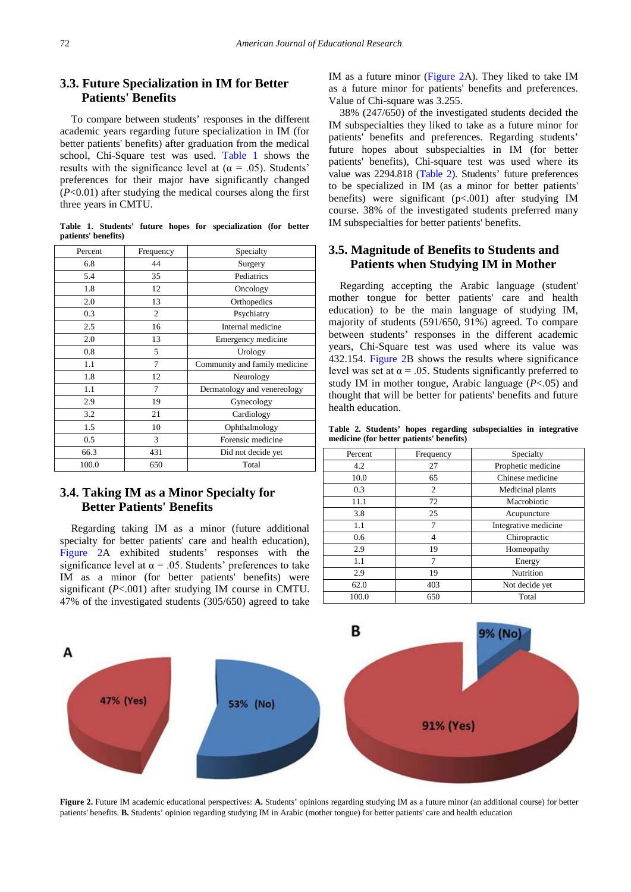### 3.3. Future Specialization in IM for Better Patients' Benefits

To compare between students' responses in the different academic years regarding future specialization in IM (for better patients' benefits) after graduation from the medical school, Chi-Square test was used. Table 1 shows the results with the significance level at ($\alpha$ = .05). Students' preferences for their major have significantly changed ($P$<0.01) after studying the medical courses along the first three years in CMTU.

**Table 1. Students' future hopes for specialization (for better patients' benefits)**

| Percent | Frequency | Specialty |
|---|---|---|
| 6.8 | 44 | Surgery |
| 5.4 | 35 | Pediatrics |
| 1.8 | 12 | Oncology |
| 2.0 | 13 | Orthopedics |
| 0.3 | 2 | Psychiatry |
| 2.5 | 16 | Internal medicine |
| 2.0 | 13 | Emergency medicine |
| 0.8 | 5 | Urology |
| 1.1 | 7 | Community and family medicine |
| 1.8 | 12 | Neurology |
| 1.1 | 7 | Dermatology and venereology |
| 2.9 | 19 | Gynecology |
| 3.2 | 21 | Cardiology |
| 1.5 | 10 | Ophthalmology |
| 0.5 | 3 | Forensic medicine |
| 66.3 | 431 | Did not decide yet |
| 100.0 | 650 | Total |

### 3.4. Taking IM as a Minor Specialty for Better Patients' Benefits

Regarding taking IM as a minor (future additional specialty for better patients' care and health education), Figure 2A exhibited students' responses with the significance level at $\alpha$ = .05. Students' preferences to take IM as a minor (for better patients' benefits) were significant ($P$<.001) after studying IM course in CMTU. 47% of the investigated students (305/650) agreed to take IM as a future minor (Figure 2A). They liked to take IM as a future minor for patients' benefits and preferences. Value of Chi-square was 3.255.

38% (247/650) of the investigated students decided the IM subspecialties they liked to take as a future minor for patients' benefits and preferences. Regarding students' future hopes about subspecialties in IM (for better patients' benefits), Chi-square test was used where its value was 2294.818 (Table 2). Students' future preferences to be specialized in IM (as a minor for better patients' benefits) were significant (p<.001) after studying IM course. 38% of the investigated students preferred many IM subspecialties for better patients' benefits.

### 3.5. Magnitude of Benefits to Students and Patients when Studying IM in Mother

Regarding accepting the Arabic language (student' mother tongue for better patients' care and health education) to be the main language of studying IM, majority of students (591/650, 91%) agreed. To compare between students' responses in the different academic years, Chi-Square test was used where its value was 432.154. Figure 2B shows the results where significance level was set at $\alpha$ = .05. Students significantly preferred to study IM in mother tongue, Arabic language ($P$<.05) and thought that will be better for patients' benefits and future health education.

**Table 2. Students' hopes regarding subspecialties in integrative medicine (for better patients' benefits)**

| Percent | Frequency | Specialty |
|---|---|---|
| 4.2 | 27 | Prophetic medicine |
| 10.0 | 65 | Chinese medicine |
| 0.3 | 2 | Medicinal plants |
| 11.1 | 72 | Macrobiotic |
| 3.8 | 25 | Acupuncture |
| 1.1 | 7 | Integrative medicine |
| 0.6 | 4 | Chiropractic |
| 2.9 | 19 | Homeopathy |
| 1.1 | 7 | Energy |
| 2.9 | 19 | Nutrition |
| 62.0 | 403 | Not decide yet |
| 100.0 | 650 | Total |

**Figure 2.** Future IM academic educational perspectives: **A.** Students' opinions regarding studying IM as a future minor (an additional course) for better patients' benefits. **B.** Students' opinion regarding studying IM in Arabic (mother tongue) for better patients' care and health education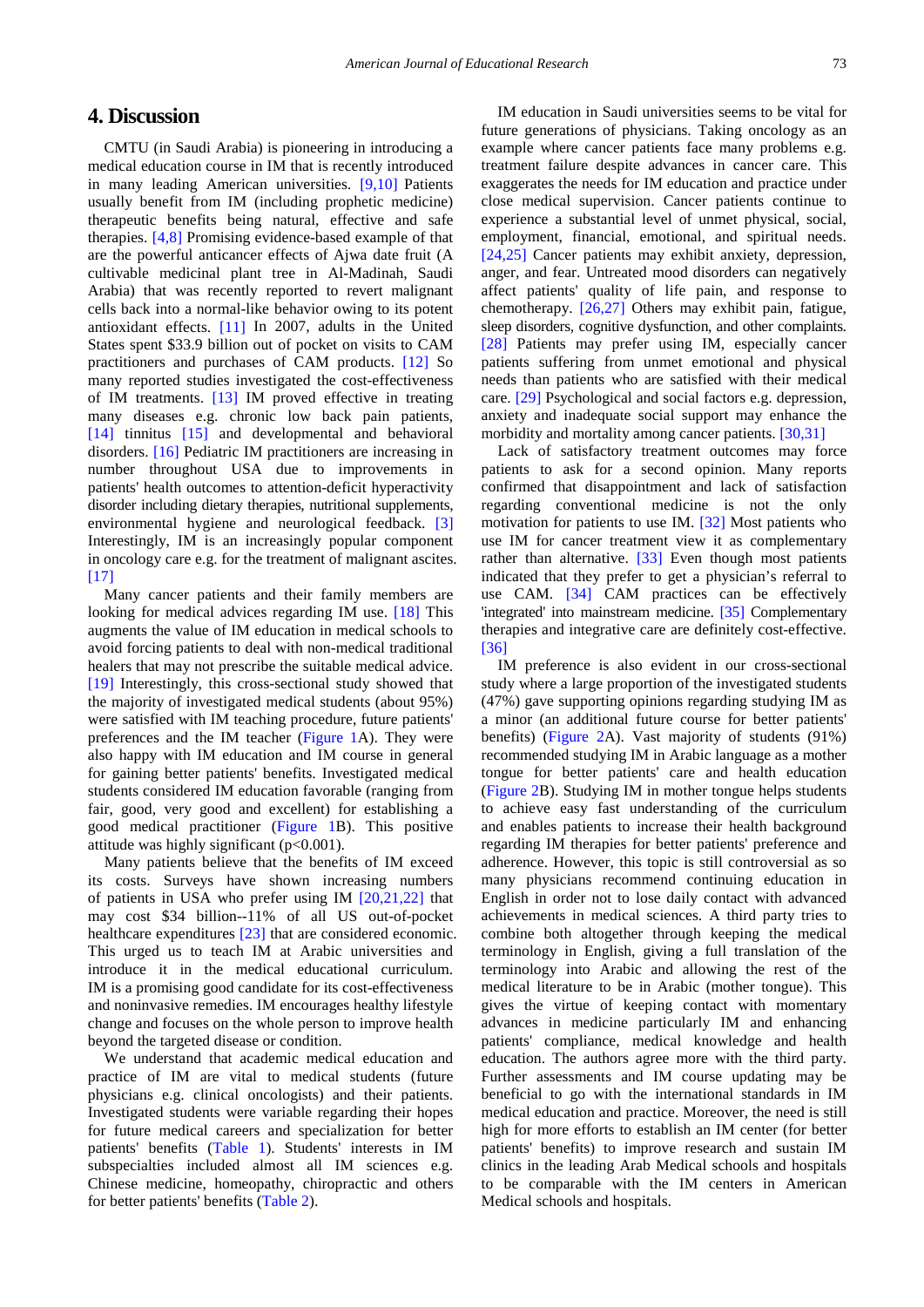## 4. Discussion

CMTU (in Saudi Arabia) is pioneering in introducing a medical education course in IM that is recently introduced in many leading American universities. [9,10] Patients usually benefit from IM (including prophetic medicine) therapeutic benefits being natural, effective and safe therapies. [4,8] Promising evidence-based example of that are the powerful anticancer effects of Ajwa date fruit (A cultivable medicinal plant tree in Al-Madinah, Saudi Arabia) that was recently reported to revert malignant cells back into a normal-like behavior owing to its potent antioxidant effects. [11] In 2007, adults in the United States spent $33.9 billion out of pocket on visits to CAM practitioners and purchases of CAM products. [12] So many reported studies investigated the cost-effectiveness of IM treatments. [13] IM proved effective in treating many diseases e.g. chronic low back pain patients, [14] tinnitus [15] and developmental and behavioral disorders. [16] Pediatric IM practitioners are increasing in number throughout USA due to improvements in patients' health outcomes to attention-deficit hyperactivity disorder including dietary therapies, nutritional supplements, environmental hygiene and neurological feedback. [3] Interestingly, IM is an increasingly popular component in oncology care e.g. for the treatment of malignant ascites. [17]

Many cancer patients and their family members are looking for medical advices regarding IM use. [18] This augments the value of IM education in medical schools to avoid forcing patients to deal with non-medical traditional healers that may not prescribe the suitable medical advice. [19] Interestingly, this cross-sectional study showed that the majority of investigated medical students (about 95%) were satisfied with IM teaching procedure, future patients' preferences and the IM teacher (Figure 1A). They were also happy with IM education and IM course in general for gaining better patients' benefits. Investigated medical students considered IM education favorable (ranging from fair, good, very good and excellent) for establishing a good medical practitioner (Figure 1B). This positive attitude was highly significant ($p<0.001$).

Many patients believe that the benefits of IM exceed its costs. Surveys have shown increasing numbers of patients in USA who prefer using IM [20,21,22] that may cost $34 billion--11% of all US out-of-pocket healthcare expenditures [23] that are considered economic. This urged us to teach IM at Arabic universities and introduce it in the medical educational curriculum. IM is a promising good candidate for its cost-effectiveness and noninvasive remedies. IM encourages healthy lifestyle change and focuses on the whole person to improve health beyond the targeted disease or condition.

We understand that academic medical education and practice of IM are vital to medical students (future physicians e.g. clinical oncologists) and their patients. Investigated students were variable regarding their hopes for future medical careers and specialization for better patients' benefits (Table 1). Students' interests in IM subspecialties included almost all IM sciences e.g. Chinese medicine, homeopathy, chiropractic and others for better patients' benefits (Table 2).

IM education in Saudi universities seems to be vital for future generations of physicians. Taking oncology as an example where cancer patients face many problems e.g. treatment failure despite advances in cancer care. This exaggerates the needs for IM education and practice under close medical supervision. Cancer patients continue to experience a substantial level of unmet physical, social, employment, financial, emotional, and spiritual needs. [24,25] Cancer patients may exhibit anxiety, depression, anger, and fear. Untreated mood disorders can negatively affect patients' quality of life pain, and response to chemotherapy. [26,27] Others may exhibit pain, fatigue, sleep disorders, cognitive dysfunction, and other complaints. [28] Patients may prefer using IM, especially cancer patients suffering from unmet emotional and physical needs than patients who are satisfied with their medical care. [29] Psychological and social factors e.g. depression, anxiety and inadequate social support may enhance the morbidity and mortality among cancer patients. [30,31]

Lack of satisfactory treatment outcomes may force patients to ask for a second opinion. Many reports confirmed that disappointment and lack of satisfaction regarding conventional medicine is not the only motivation for patients to use IM. [32] Most patients who use IM for cancer treatment view it as complementary rather than alternative. [33] Even though most patients indicated that they prefer to get a physician's referral to use CAM. [34] CAM practices can be effectively 'integrated' into mainstream medicine. [35] Complementary therapies and integrative care are definitely cost-effective. [36]

IM preference is also evident in our cross-sectional study where a large proportion of the investigated students (47%) gave supporting opinions regarding studying IM as a minor (an additional future course for better patients' benefits) (Figure 2A). Vast majority of students (91%) recommended studying IM in Arabic language as a mother tongue for better patients' care and health education (Figure 2B). Studying IM in mother tongue helps students to achieve easy fast understanding of the curriculum and enables patients to increase their health background regarding IM therapies for better patients' preference and adherence. However, this topic is still controversial as so many physicians recommend continuing education in English in order not to lose daily contact with advanced achievements in medical sciences. A third party tries to combine both altogether through keeping the medical terminology in English, giving a full translation of the terminology into Arabic and allowing the rest of the medical literature to be in Arabic (mother tongue). This gives the virtue of keeping contact with momentary advances in medicine particularly IM and enhancing patients' compliance, medical knowledge and health education. The authors agree more with the third party. Further assessments and IM course updating may be beneficial to go with the international standards in IM medical education and practice. Moreover, the need is still high for more efforts to establish an IM center (for better patients' benefits) to improve research and sustain IM clinics in the leading Arab Medical schools and hospitals to be comparable with the IM centers in American Medical schools and hospitals.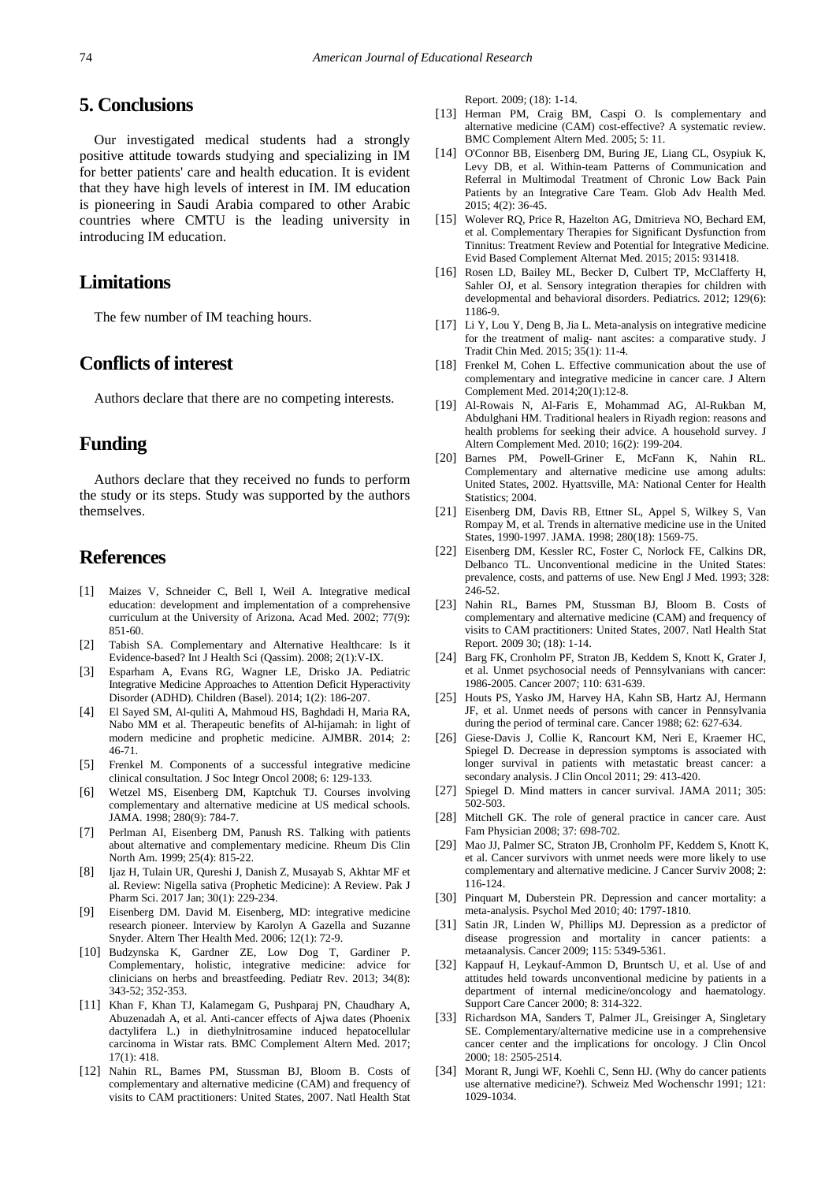## 5. Conclusions

Our investigated medical students had a strongly positive attitude towards studying and specializing in IM for better patients' care and health education. It is evident that they have high levels of interest in IM. IM education is pioneering in Saudi Arabia compared to other Arabic countries where CMTU is the leading university in introducing IM education.

## Limitations

The few number of IM teaching hours.

## Conflicts of interest

Authors declare that there are no competing interests.

## Funding

Authors declare that they received no funds to perform the study or its steps. Study was supported by the authors themselves.

## References

[1] Maizes V, Schneider C, Bell I, Weil A. Integrative medical education: development and implementation of a comprehensive curriculum at the University of Arizona. Acad Med. 2002; 77(9): 851-60.

[2] Tabish SA. Complementary and Alternative Healthcare: Is it Evidence-based? Int J Health Sci (Qassim). 2008; 2(1):V-IX.

[3] Esparham A, Evans RG, Wagner LE, Drisko JA. Pediatric Integrative Medicine Approaches to Attention Deficit Hyperactivity Disorder (ADHD). Children (Basel). 2014; 1(2): 186-207.

[4] El Sayed SM, Al-quliti A, Mahmoud HS, Baghdadi H, Maria RA, Nabo MM et al. Therapeutic benefits of Al-hijamah: in light of modern medicine and prophetic medicine. AJMBR. 2014; 2: 46-71.

[5] Frenkel M. Components of a successful integrative medicine clinical consultation. J Soc Integr Oncol 2008; 6: 129-133.

[6] Wetzel MS, Eisenberg DM, Kaptchuk TJ. Courses involving complementary and alternative medicine at US medical schools. JAMA. 1998; 280(9): 784-7.

[7] Perlman AI, Eisenberg DM, Panush RS. Talking with patients about alternative and complementary medicine. Rheum Dis Clin North Am. 1999; 25(4): 815-22.

[8] Ijaz H, Tulain UR, Qureshi J, Danish Z, Musayab S, Akhtar MF et al. Review: Nigella sativa (Prophetic Medicine): A Review. Pak J Pharm Sci. 2017 Jan; 30(1): 229-234.

[9] Eisenberg DM. David M. Eisenberg, MD: integrative medicine research pioneer. Interview by Karolyn A Gazella and Suzanne Snyder. Altern Ther Health Med. 2006; 12(1): 72-9.

[10] Budzynska K, Gardner ZE, Low Dog T, Gardiner P. Complementary, holistic, integrative medicine: advice for clinicians on herbs and breastfeeding. Pediatr Rev. 2013; 34(8): 343-52; 352-353.

[11] Khan F, Khan TJ, Kalamegam G, Pushparaj PN, Chaudhary A, Abuzenadah A, et al. Anti-cancer effects of Ajwa dates (Phoenix dactylifera L.) in diethylnitrosamine induced hepatocellular carcinoma in Wistar rats. BMC Complement Altern Med. 2017; 17(1): 418.

[12] Nahin RL, Barnes PM, Stussman BJ, Bloom B. Costs of complementary and alternative medicine (CAM) and frequency of visits to CAM practitioners: United States, 2007. Natl Health Stat Report. 2009; (18): 1-14.

[13] Herman PM, Craig BM, Caspi O. Is complementary and alternative medicine (CAM) cost-effective? A systematic review. BMC Complement Altern Med. 2005; 5: 11.

[14] O'Connor BB, Eisenberg DM, Buring JE, Liang CL, Osypiuk K, Levy DB, et al. Within-team Patterns of Communication and Referral in Multimodal Treatment of Chronic Low Back Pain Patients by an Integrative Care Team. Glob Adv Health Med. 2015; 4(2): 36-45.

[15] Wolever RQ, Price R, Hazelton AG, Dmitrieva NO, Bechard EM, et al. Complementary Therapies for Significant Dysfunction from Tinnitus: Treatment Review and Potential for Integrative Medicine. Evid Based Complement Alternat Med. 2015; 2015: 931418.

[16] Rosen LD, Bailey ML, Becker D, Culbert TP, McClafferty H, Sahler OJ, et al. Sensory integration therapies for children with developmental and behavioral disorders. Pediatrics. 2012; 129(6): 1186-9.

[17] Li Y, Lou Y, Deng B, Jia L. Meta-analysis on integrative medicine for the treatment of malig- nant ascites: a comparative study. J Tradit Chin Med. 2015; 35(1): 11-4.

[18] Frenkel M, Cohen L. Effective communication about the use of complementary and integrative medicine in cancer care. J Altern Complement Med. 2014;20(1):12-8.

[19] Al-Rowais N, Al-Faris E, Mohammad AG, Al-Rukban M, Abdulghani HM. Traditional healers in Riyadh region: reasons and health problems for seeking their advice. A household survey. J Altern Complement Med. 2010; 16(2): 199-204.

[20] Barnes PM, Powell-Griner E, McFann K, Nahin RL. Complementary and alternative medicine use among adults: United States, 2002. Hyattsville, MA: National Center for Health Statistics; 2004.

[21] Eisenberg DM, Davis RB, Ettner SL, Appel S, Wilkey S, Van Rompay M, et al. Trends in alternative medicine use in the United States, 1990-1997. JAMA. 1998; 280(18): 1569-75.

[22] Eisenberg DM, Kessler RC, Foster C, Norlock FE, Calkins DR, Delbanco TL. Unconventional medicine in the United States: prevalence, costs, and patterns of use. New Engl J Med. 1993; 328: 246-52.

[23] Nahin RL, Barnes PM, Stussman BJ, Bloom B. Costs of complementary and alternative medicine (CAM) and frequency of visits to CAM practitioners: United States, 2007. Natl Health Stat Report. 2009 30; (18): 1-14.

[24] Barg FK, Cronholm PF, Straton JB, Keddem S, Knott K, Grater J, et al. Unmet psychosocial needs of Pennsylvanians with cancer: 1986-2005. Cancer 2007; 110: 631-639.

[25] Houts PS, Yasko JM, Harvey HA, Kahn SB, Hartz AJ, Hermann JF, et al. Unmet needs of persons with cancer in Pennsylvania during the period of terminal care. Cancer 1988; 62: 627-634.

[26] Giese-Davis J, Collie K, Rancourt KM, Neri E, Kraemer HC, Spiegel D. Decrease in depression symptoms is associated with longer survival in patients with metastatic breast cancer: a secondary analysis. J Clin Oncol 2011; 29: 413-420.

[27] Spiegel D. Mind matters in cancer survival. JAMA 2011; 305: 502-503.

[28] Mitchell GK. The role of general practice in cancer care. Aust Fam Physician 2008; 37: 698-702.

[29] Mao JJ, Palmer SC, Straton JB, Cronholm PF, Keddem S, Knott K, et al. Cancer survivors with unmet needs were more likely to use complementary and alternative medicine. J Cancer Surviv 2008; 2: 116-124.

[30] Pinquart M, Duberstein PR. Depression and cancer mortality: a meta-analysis. Psychol Med 2010; 40: 1797-1810.

[31] Satin JR, Linden W, Phillips MJ. Depression as a predictor of disease progression and mortality in cancer patients: a metaanalysis. Cancer 2009; 115: 5349-5361.

[32] Kappauf H, Leykauf-Ammon D, Bruntsch U, et al. Use of and attitudes held towards unconventional medicine by patients in a department of internal medicine/oncology and haematology. Support Care Cancer 2000; 8: 314-322.

[33] Richardson MA, Sanders T, Palmer JL, Greisinger A, Singletary SE. Complementary/alternative medicine use in a comprehensive cancer center and the implications for oncology. J Clin Oncol 2000; 18: 2505-2514.

[34] Morant R, Jungi WF, Koehli C, Senn HJ. (Why do cancer patients use alternative medicine?). Schweiz Med Wochenschr 1991; 121: 1029-1034.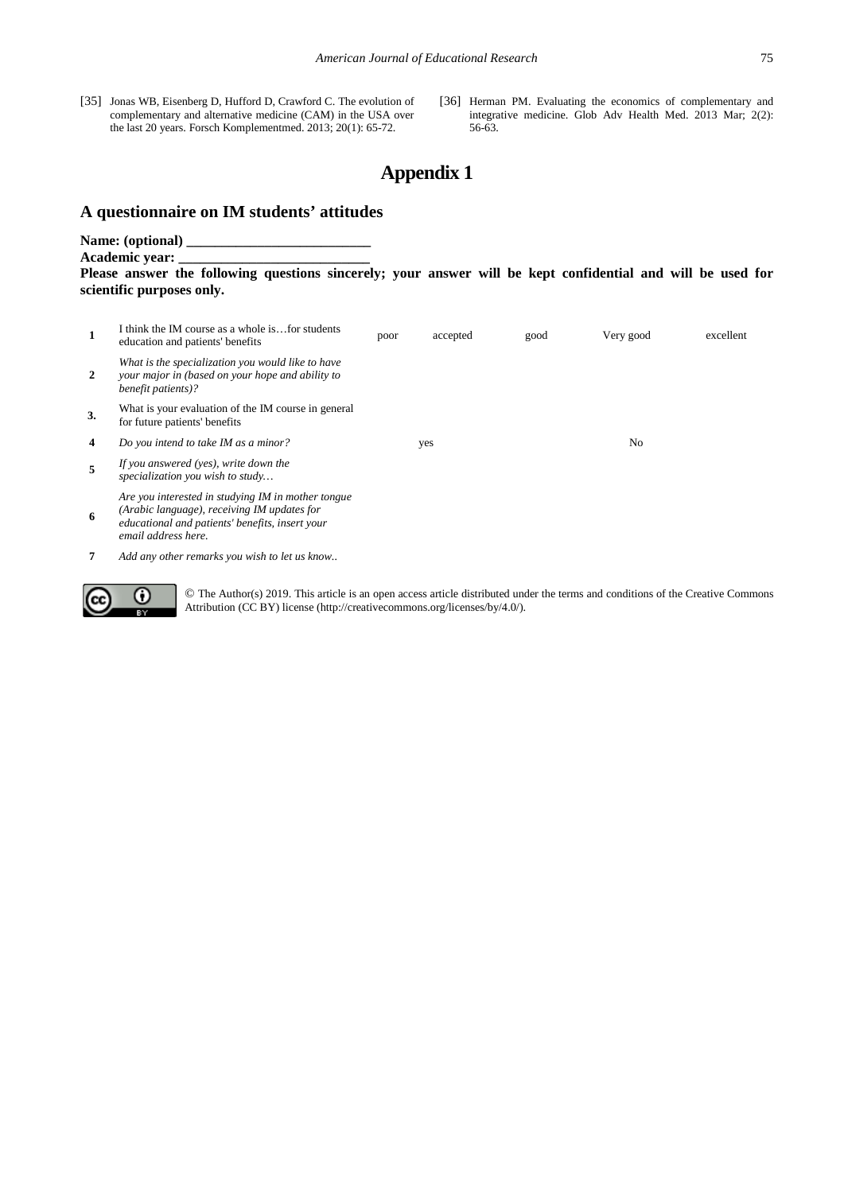[35] Jonas WB, Eisenberg D, Hufford D, Crawford C. The evolution of complementary and alternative medicine (CAM) in the USA over the last 20 years. Forsch Komplementmed. 2013; 20(1): 65-72.

[36] Herman PM. Evaluating the economics of complementary and integrative medicine. Glob Adv Health Med. 2013 Mar; 2(2): 56-63.

# Appendix 1

## A questionnaire on IM students' attitudes

**Name: (optional) \_\_\_\_\_\_\_\_\_\_\_\_\_\_\_\_\_\_\_\_\_\_\_\_\_\_**
**Academic year: \_\_\_\_\_\_\_\_\_\_\_\_\_\_\_\_\_\_\_\_\_\_\_\_\_\_**
**Please answer the following questions sincerely; your answer will be kept confidential and will be used for scientific purposes only.**

| | | | | | | |
|---|---|---|---|---|---|---|
| **1** | I think the IM course as a whole is…for students education and patients' benefits | poor | accepted | good | Very good | excellent |
| **2** | *What is the specialization you would like to have your major in (based on your hope and ability to benefit patients)?* | | | | | |
| **3.** | What is your evaluation of the IM course in general for future patients' benefits | | | | | |
| **4** | *Do you intend to take IM as a minor?* | | yes | | No | |
| **5** | *If you answered (yes), write down the specialization you wish to study…* | | | | | |
| **6** | *Are you interested in studying IM in mother tongue (Arabic language), receiving IM updates for educational and patients' benefits, insert your email address here.* | | | | | |
| **7** | *Add any other remarks you wish to let us know..* | | | | | |

© The Author(s) 2019. This article is an open access article distributed under the terms and conditions of the Creative Commons Attribution (CC BY) license (http://creativecommons.org/licenses/by/4.0/).